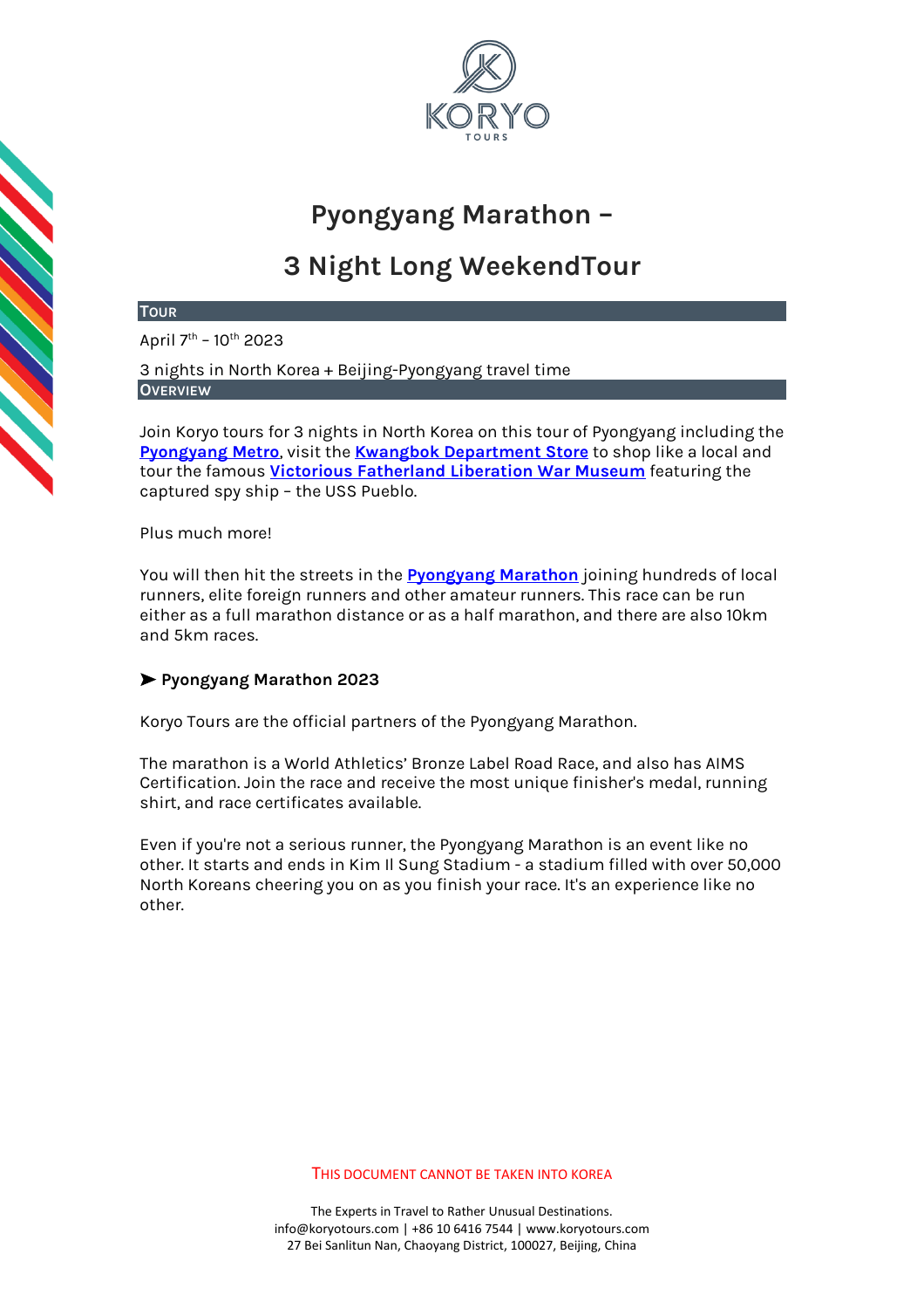# Pyongyang Marathon –

# 3 Night Long WeekendTour

## Tour

April 7th – 10th 2023

3 nights in North Korea + Beijing-Pyongyang travel time

## Overview

Join Koryo tours for 3 nights in North Korea on this tour of Pyongyang including the **Pyongyang Metro**, visit the **Kwangbok Department Store** to shop like a local and tour the famous **Victorious Fatherland Liberation War Museum** featuring the captured spy ship – the USS Pueblo.

Plus much more!

You will then hit the streets in the **Pyongyang Marathon** joining hundreds of local runners, elite foreign runners and other amateur runners. This race can be run either as a full marathon distance or as a half marathon, and there are also 10km and 5km races.

### ➤ Pyongyang Marathon 2023

Koryo Tours are the official partners of the Pyongyang Marathon.

The marathon is a World Athletics' Bronze Label Road Race, and also has AIMS Certification. Join the race and receive the most unique finisher's medal, running shirt, and race certificates available.

Even if you're not a serious runner, the Pyongyang Marathon is an event like no other. It starts and ends in Kim Il Sung Stadium - a stadium filled with over 50,000 North Koreans cheering you on as you finish your race. It's an experience like no other.

THIS DOCUMENT CANNOT BE TAKEN INTO KOREA

The Experts in Travel to Rather Unusual Destinations.
info@koryotours.com | +86 10 6416 7544 | www.koryotours.com
27 Bei Sanlitun Nan, Chaoyang District, 100027, Beijing, China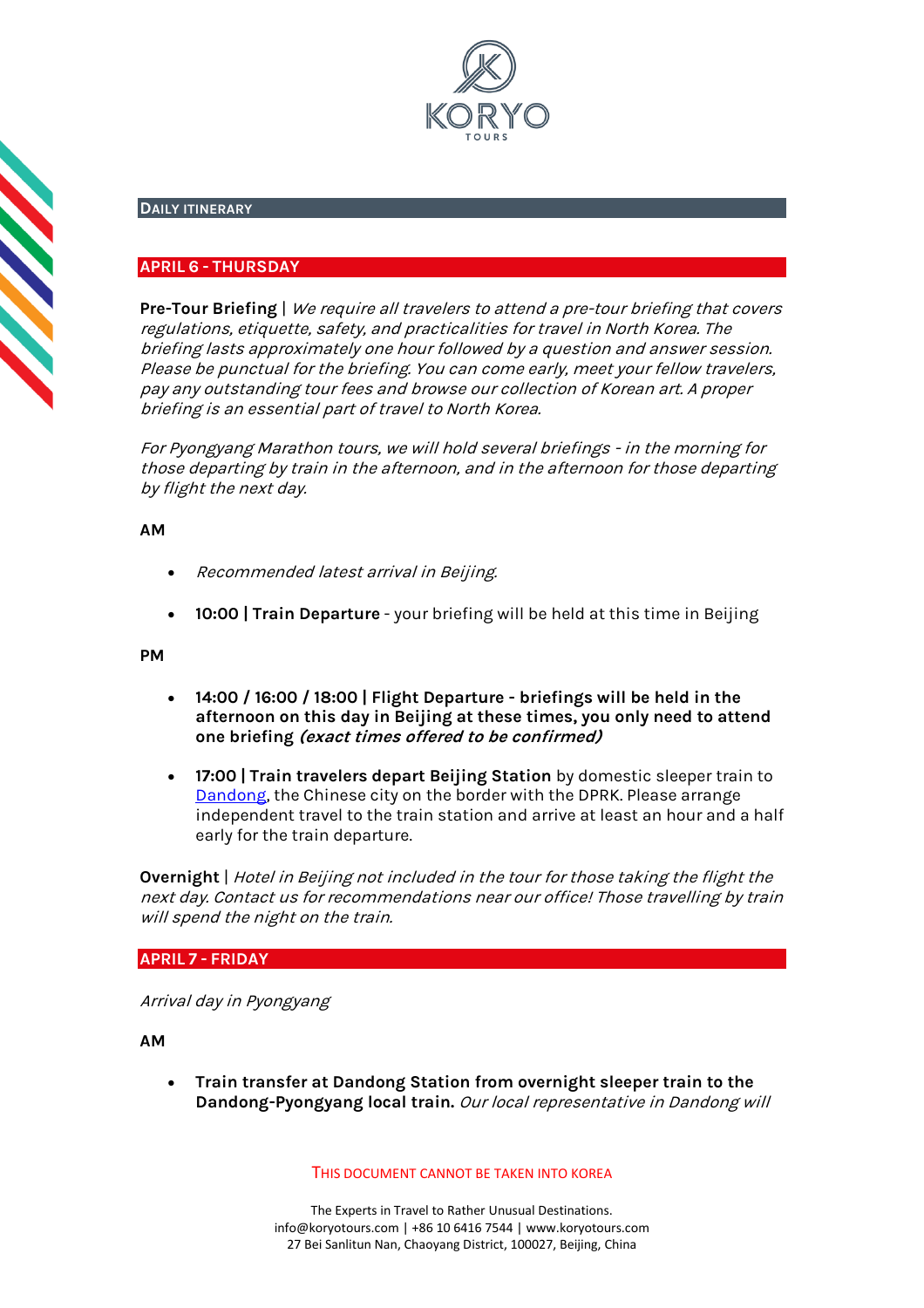## Daily Itinerary

### APRIL 6 - THURSDAY

**Pre-Tour Briefing** | *We require all travelers to attend a pre-tour briefing that covers regulations, etiquette, safety, and practicalities for travel in North Korea. The briefing lasts approximately one hour followed by a question and answer session. Please be punctual for the briefing. You can come early, meet your fellow travelers, pay any outstanding tour fees and browse our collection of Korean art. A proper briefing is an essential part of travel to North Korea.*

*For Pyongyang Marathon tours, we will hold several briefings - in the morning for those departing by train in the afternoon, and in the afternoon for those departing by flight the next day.*

**AM**

- *Recommended latest arrival in Beijing.*
- **10:00 | Train Departure** - your briefing will be held at this time in Beijing

**PM**

- **14:00 / 16:00 / 18:00 | Flight Departure - briefings will be held in the afternoon on this day in Beijing at these times, you only need to attend one briefing *(exact times offered to be confirmed)***
- **17:00 | Train travelers depart Beijing Station** by domestic sleeper train to Dandong, the Chinese city on the border with the DPRK. Please arrange independent travel to the train station and arrive at least an hour and a half early for the train departure.

**Overnight** | *Hotel in Beijing not included in the tour for those taking the flight the next day. Contact us for recommendations near our office! Those travelling by train will spend the night on the train.*

### APRIL 7 - FRIDAY

*Arrival day in Pyongyang*

**AM**

- **Train transfer at Dandong Station from overnight sleeper train to the Dandong-Pyongyang local train.** *Our local representative in Dandong will*

This document cannot be taken into Korea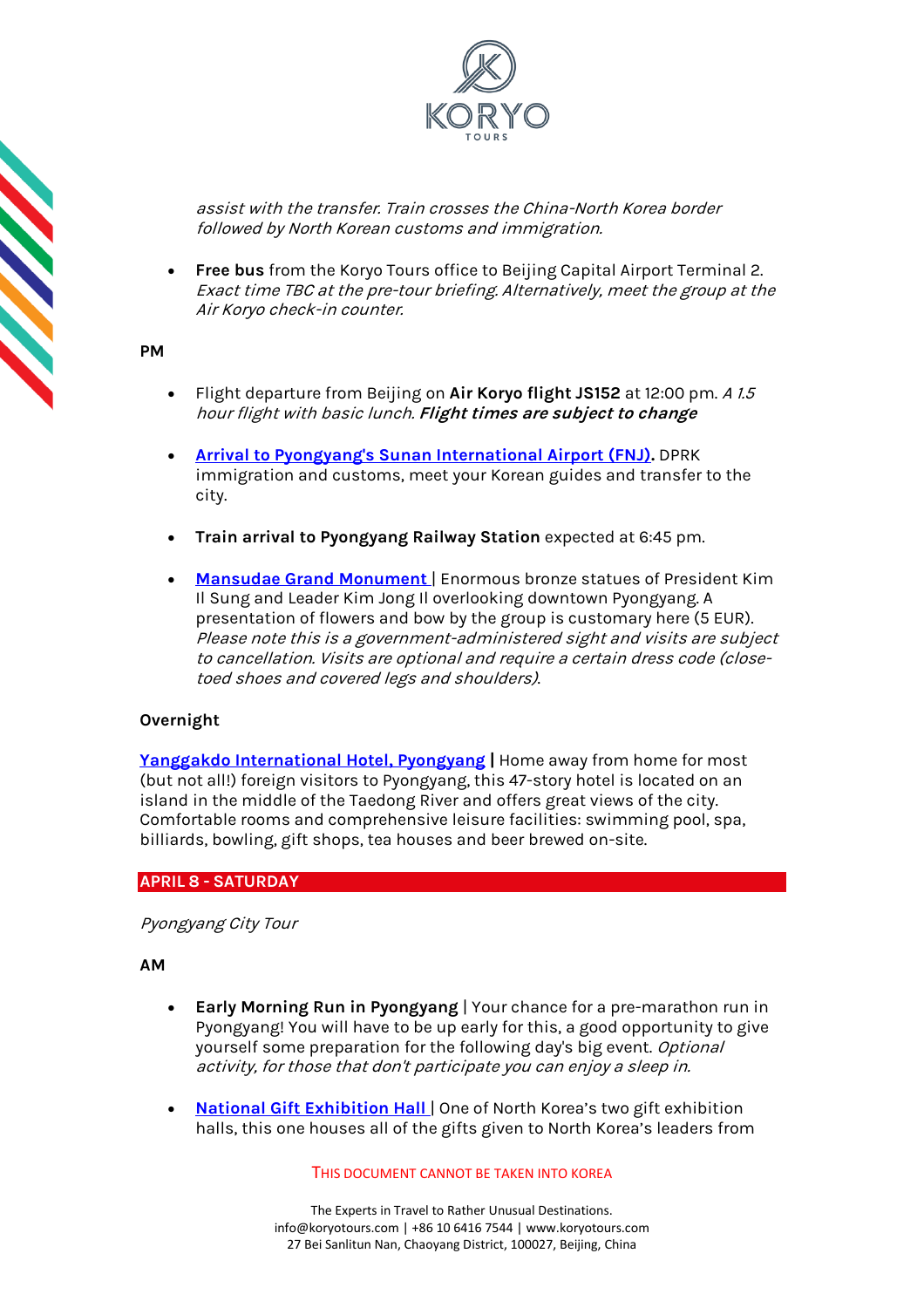*assist with the transfer. Train crosses the China-North Korea border followed by North Korean customs and immigration.*

- **Free bus** from the Koryo Tours office to Beijing Capital Airport Terminal 2. *Exact time TBC at the pre-tour briefing. Alternatively, meet the group at the Air Koryo check-in counter.*

**PM**

- Flight departure from Beijing on **Air Koryo flight JS152** at 12:00 pm. *A 1.5 hour flight with basic lunch. **Flight times are subject to change***

- **Arrival to Pyongyang's Sunan International Airport (FNJ).** DPRK immigration and customs, meet your Korean guides and transfer to the city.

- **Train arrival to Pyongyang Railway Station** expected at 6:45 pm.

- **Mansudae Grand Monument** | Enormous bronze statues of President Kim Il Sung and Leader Kim Jong Il overlooking downtown Pyongyang. A presentation of flowers and bow by the group is customary here (5 EUR). *Please note this is a government-administered sight and visits are subject to cancellation. Visits are optional and require a certain dress code (close-toed shoes and covered legs and shoulders).*

**Overnight**

**Yanggakdo International Hotel, Pyongyang |** Home away from home for most (but not all!) foreign visitors to Pyongyang, this 47-story hotel is located on an island in the middle of the Taedong River and offers great views of the city. Comfortable rooms and comprehensive leisure facilities: swimming pool, spa, billiards, bowling, gift shops, tea houses and beer brewed on-site.

## APRIL 8 - SATURDAY

*Pyongyang City Tour*

**AM**

- **Early Morning Run in Pyongyang** | Your chance for a pre-marathon run in Pyongyang! You will have to be up early for this, a good opportunity to give yourself some preparation for the following day's big event. *Optional activity, for those that don't participate you can enjoy a sleep in.*

- **National Gift Exhibition Hall** | One of North Korea's two gift exhibition halls, this one houses all of the gifts given to North Korea's leaders from

THIS DOCUMENT CANNOT BE TAKEN INTO KOREA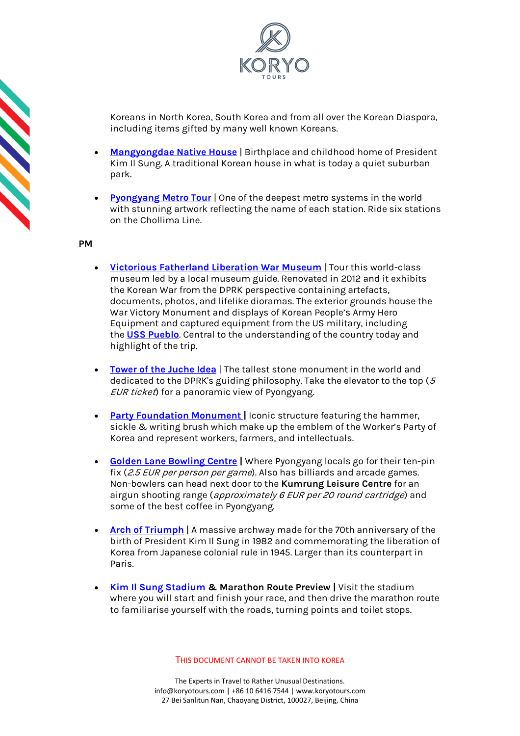Koreans in North Korea, South Korea and from all over the Korean Diaspora, including items gifted by many well known Koreans.

- **Mangyongdae Native House** | Birthplace and childhood home of President Kim Il Sung. A traditional Korean house in what is today a quiet suburban park.

- **Pyongyang Metro Tour** | One of the deepest metro systems in the world with stunning artwork reflecting the name of each station. Ride six stations on the Chollima Line.

**PM**

- **Victorious Fatherland Liberation War Museum** | Tour this world-class museum led by a local museum guide. Renovated in 2012 and it exhibits the Korean War from the DPRK perspective containing artefacts, documents, photos, and lifelike dioramas. The exterior grounds house the War Victory Monument and displays of Korean People's Army Hero Equipment and captured equipment from the US military, including the **USS Pueblo**. Central to the understanding of the country today and highlight of the trip.

- **Tower of the Juche Idea** | The tallest stone monument in the world and dedicated to the DPRK's guiding philosophy. Take the elevator to the top (*5 EUR ticket*) for a panoramic view of Pyongyang.

- **Party Foundation Monument** | Iconic structure featuring the hammer, sickle & writing brush which make up the emblem of the Worker's Party of Korea and represent workers, farmers, and intellectuals.

- **Golden Lane Bowling Centre** | Where Pyongyang locals go for their ten-pin fix (*2.5 EUR per person per game*). Also has billiards and arcade games. Non-bowlers can head next door to the **Kumrung Leisure Centre** for an airgun shooting range (*approximately 6 EUR per 20 round cartridge*) and some of the best coffee in Pyongyang.

- **Arch of Triumph** | A massive archway made for the 70th anniversary of the birth of President Kim Il Sung in 1982 and commemorating the liberation of Korea from Japanese colonial rule in 1945. Larger than its counterpart in Paris.

- **Kim Il Sung Stadium & Marathon Route Preview** | Visit the stadium where you will start and finish your race, and then drive the marathon route to familiarise yourself with the roads, turning points and toilet stops.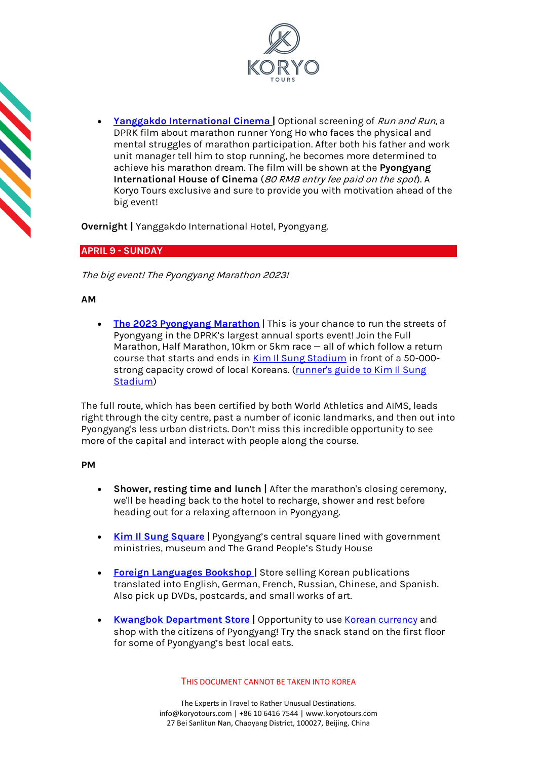- **Yanggakdo International Cinema |** Optional screening of *Run and Run,* a DPRK film about marathon runner Yong Ho who faces the physical and mental struggles of marathon participation. After both his father and work unit manager tell him to stop running, he becomes more determined to achieve his marathon dream. The film will be shown at the **Pyongyang International House of Cinema** (*80 RMB entry fee paid on the spot*). A Koryo Tours exclusive and sure to provide you with motivation ahead of the big event!

**Overnight |** Yanggakdo International Hotel, Pyongyang.

## APRIL 9 - SUNDAY

*The big event! The Pyongyang Marathon 2023!*

**AM**

- **The 2023 Pyongyang Marathon** | This is your chance to run the streets of Pyongyang in the DPRK's largest annual sports event! Join the Full Marathon, Half Marathon, 10km or 5km race — all of which follow a return course that starts and ends in Kim Il Sung Stadium in front of a 50-000-strong capacity crowd of local Koreans. (runner's guide to Kim Il Sung Stadium)

The full route, which has been certified by both World Athletics and AIMS, leads right through the city centre, past a number of iconic landmarks, and then out into Pyongyang's less urban districts. Don't miss this incredible opportunity to see more of the capital and interact with people along the course.

**PM**

- **Shower, resting time and lunch |** After the marathon's closing ceremony, we'll be heading back to the hotel to recharge, shower and rest before heading out for a relaxing afternoon in Pyongyang.

- **Kim Il Sung Square** | Pyongyang's central square lined with government ministries, museum and The Grand People's Study House

- **Foreign Languages Bookshop** | Store selling Korean publications translated into English, German, French, Russian, Chinese, and Spanish. Also pick up DVDs, postcards, and small works of art.

- **Kwangbok Department Store |** Opportunity to use Korean currency and shop with the citizens of Pyongyang! Try the snack stand on the first floor for some of Pyongyang's best local eats.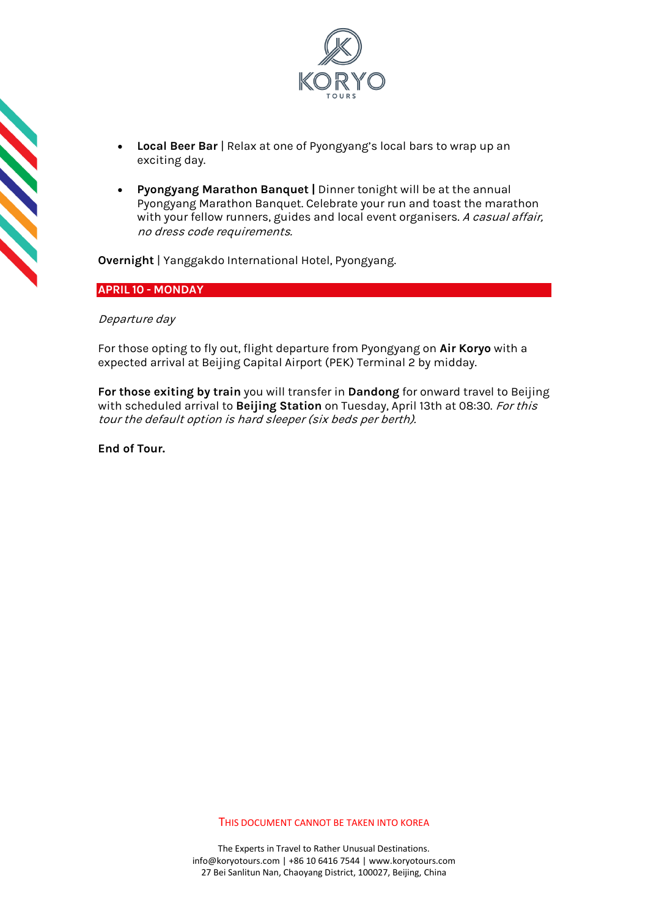- **Local Beer Bar** | Relax at one of Pyongyang's local bars to wrap up an exciting day.

- **Pyongyang Marathon Banquet |** Dinner tonight will be at the annual Pyongyang Marathon Banquet. Celebrate your run and toast the marathon with your fellow runners, guides and local event organisers. *A casual affair, no dress code requirements.*

**Overnight** | Yanggakdo International Hotel, Pyongyang.

## APRIL 10 - MONDAY

*Departure day*

For those opting to fly out, flight departure from Pyongyang on **Air Koryo** with a expected arrival at Beijing Capital Airport (PEK) Terminal 2 by midday.

**For those exiting by train** you will transfer in **Dandong** for onward travel to Beijing with scheduled arrival to **Beijing Station** on Tuesday, April 13th at 08:30. *For this tour the default option is hard sleeper (six beds per berth).*

**End of Tour.**

THIS DOCUMENT CANNOT BE TAKEN INTO KOREA